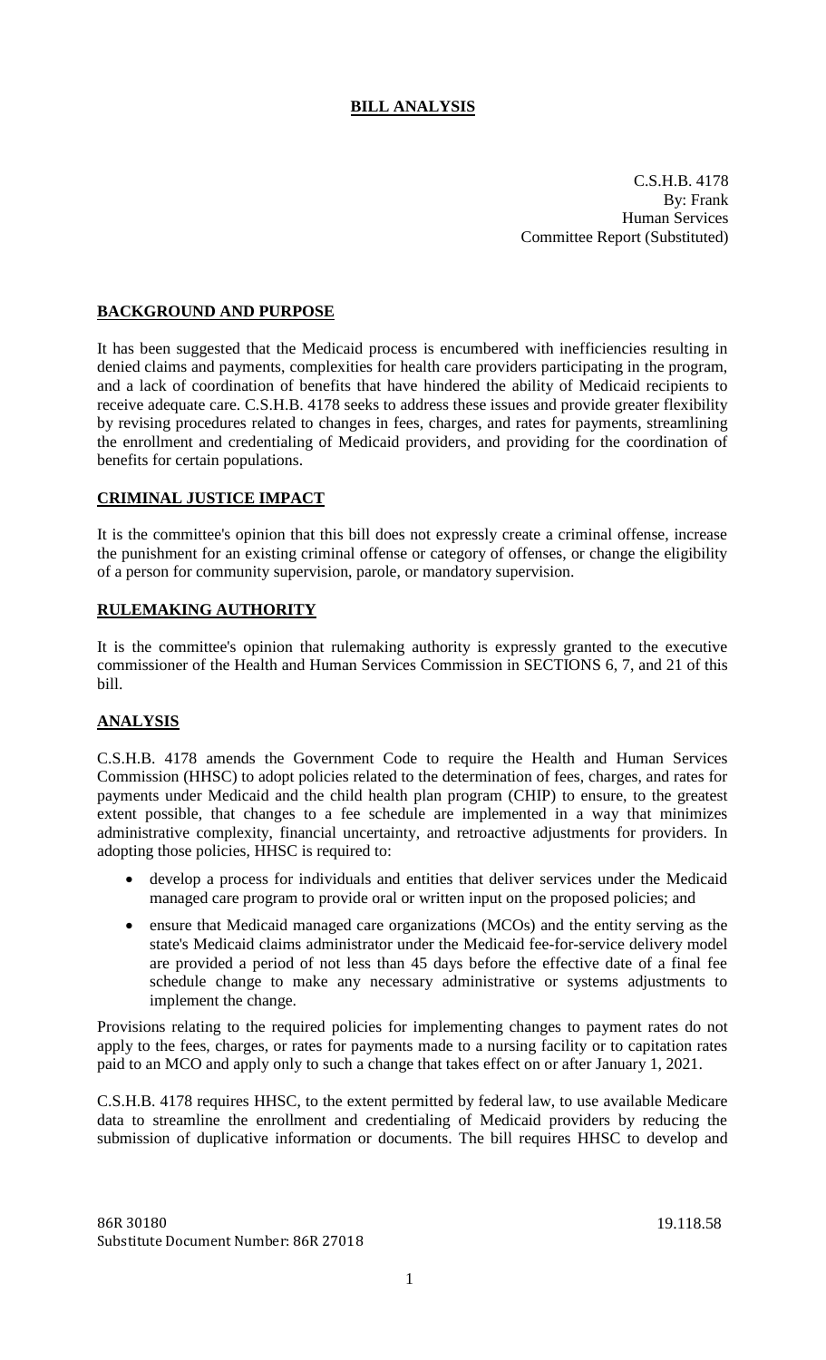# BILL ANALYSIS

C.S.H.B. 4178
By: Frank
Human Services
Committee Report (Substituted)

## BACKGROUND AND PURPOSE

It has been suggested that the Medicaid process is encumbered with inefficiencies resulting in denied claims and payments, complexities for health care providers participating in the program, and a lack of coordination of benefits that have hindered the ability of Medicaid recipients to receive adequate care. C.S.H.B. 4178 seeks to address these issues and provide greater flexibility by revising procedures related to changes in fees, charges, and rates for payments, streamlining the enrollment and credentialing of Medicaid providers, and providing for the coordination of benefits for certain populations.

## CRIMINAL JUSTICE IMPACT

It is the committee's opinion that this bill does not expressly create a criminal offense, increase the punishment for an existing criminal offense or category of offenses, or change the eligibility of a person for community supervision, parole, or mandatory supervision.

## RULEMAKING AUTHORITY

It is the committee's opinion that rulemaking authority is expressly granted to the executive commissioner of the Health and Human Services Commission in SECTIONS 6, 7, and 21 of this bill.

## ANALYSIS

C.S.H.B. 4178 amends the Government Code to require the Health and Human Services Commission (HHSC) to adopt policies related to the determination of fees, charges, and rates for payments under Medicaid and the child health plan program (CHIP) to ensure, to the greatest extent possible, that changes to a fee schedule are implemented in a way that minimizes administrative complexity, financial uncertainty, and retroactive adjustments for providers. In adopting those policies, HHSC is required to:

- develop a process for individuals and entities that deliver services under the Medicaid managed care program to provide oral or written input on the proposed policies; and
- ensure that Medicaid managed care organizations (MCOs) and the entity serving as the state's Medicaid claims administrator under the Medicaid fee-for-service delivery model are provided a period of not less than 45 days before the effective date of a final fee schedule change to make any necessary administrative or systems adjustments to implement the change.

Provisions relating to the required policies for implementing changes to payment rates do not apply to the fees, charges, or rates for payments made to a nursing facility or to capitation rates paid to an MCO and apply only to such a change that takes effect on or after January 1, 2021.

C.S.H.B. 4178 requires HHSC, to the extent permitted by federal law, to use available Medicare data to streamline the enrollment and credentialing of Medicaid providers by reducing the submission of duplicative information or documents. The bill requires HHSC to develop and

86R 30180 19.118.58
Substitute Document Number: 86R 27018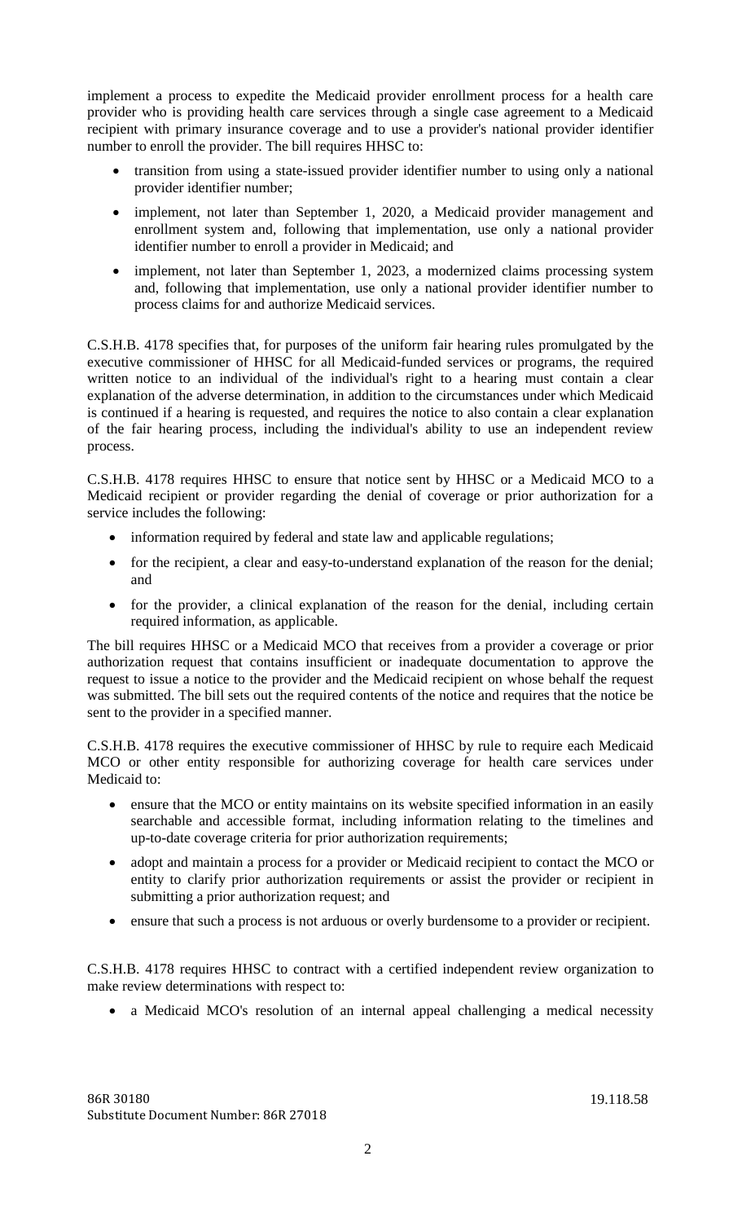implement a process to expedite the Medicaid provider enrollment process for a health care provider who is providing health care services through a single case agreement to a Medicaid recipient with primary insurance coverage and to use a provider's national provider identifier number to enroll the provider. The bill requires HHSC to:

- transition from using a state-issued provider identifier number to using only a national provider identifier number;
- implement, not later than September 1, 2020, a Medicaid provider management and enrollment system and, following that implementation, use only a national provider identifier number to enroll a provider in Medicaid; and
- implement, not later than September 1, 2023, a modernized claims processing system and, following that implementation, use only a national provider identifier number to process claims for and authorize Medicaid services.

C.S.H.B. 4178 specifies that, for purposes of the uniform fair hearing rules promulgated by the executive commissioner of HHSC for all Medicaid-funded services or programs, the required written notice to an individual of the individual's right to a hearing must contain a clear explanation of the adverse determination, in addition to the circumstances under which Medicaid is continued if a hearing is requested, and requires the notice to also contain a clear explanation of the fair hearing process, including the individual's ability to use an independent review process.

C.S.H.B. 4178 requires HHSC to ensure that notice sent by HHSC or a Medicaid MCO to a Medicaid recipient or provider regarding the denial of coverage or prior authorization for a service includes the following:

- information required by federal and state law and applicable regulations;
- for the recipient, a clear and easy-to-understand explanation of the reason for the denial; and
- for the provider, a clinical explanation of the reason for the denial, including certain required information, as applicable.

The bill requires HHSC or a Medicaid MCO that receives from a provider a coverage or prior authorization request that contains insufficient or inadequate documentation to approve the request to issue a notice to the provider and the Medicaid recipient on whose behalf the request was submitted. The bill sets out the required contents of the notice and requires that the notice be sent to the provider in a specified manner.

C.S.H.B. 4178 requires the executive commissioner of HHSC by rule to require each Medicaid MCO or other entity responsible for authorizing coverage for health care services under Medicaid to:

- ensure that the MCO or entity maintains on its website specified information in an easily searchable and accessible format, including information relating to the timelines and up-to-date coverage criteria for prior authorization requirements;
- adopt and maintain a process for a provider or Medicaid recipient to contact the MCO or entity to clarify prior authorization requirements or assist the provider or recipient in submitting a prior authorization request; and
- ensure that such a process is not arduous or overly burdensome to a provider or recipient.

C.S.H.B. 4178 requires HHSC to contract with a certified independent review organization to make review determinations with respect to:

- a Medicaid MCO's resolution of an internal appeal challenging a medical necessity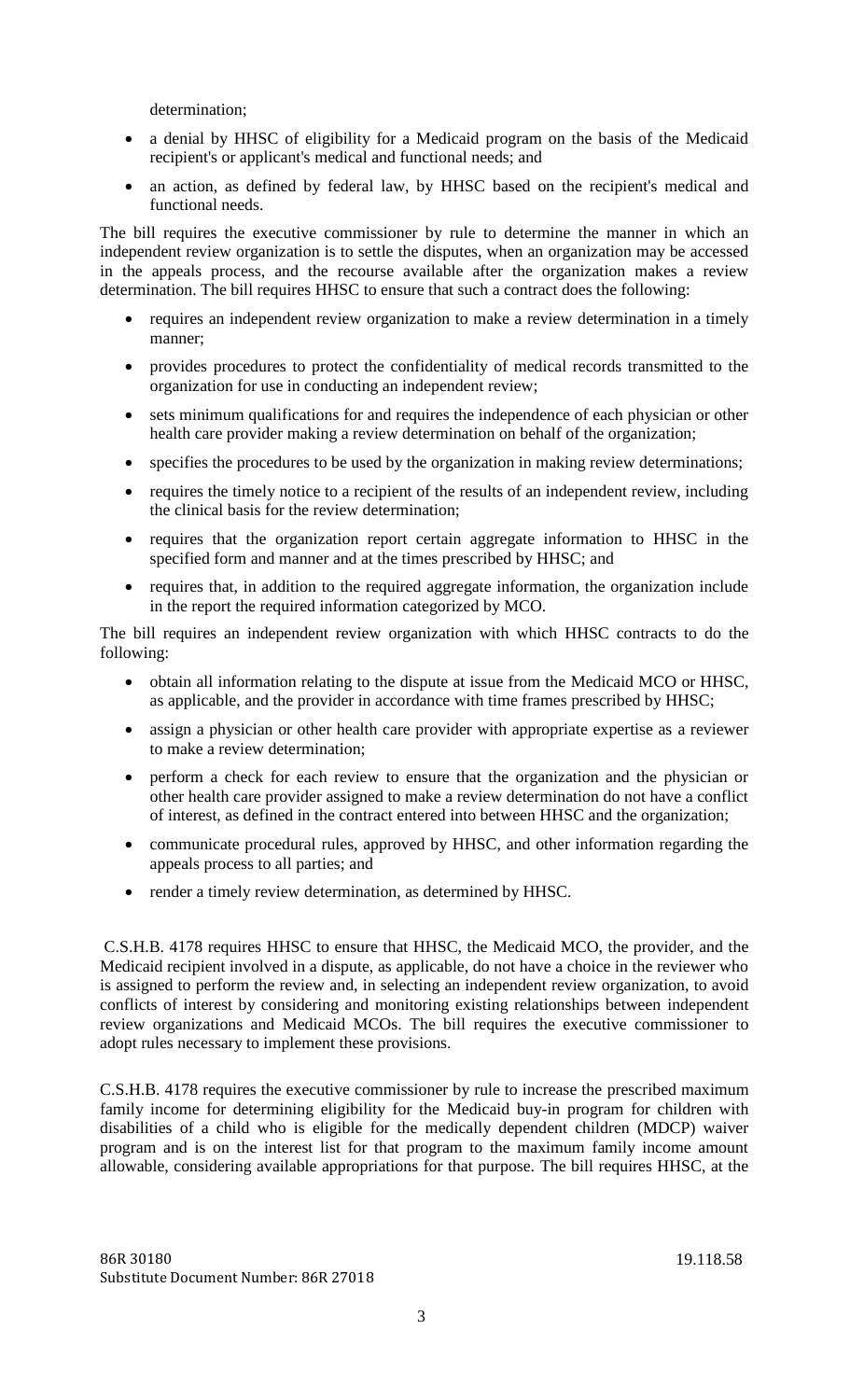determination;

- a denial by HHSC of eligibility for a Medicaid program on the basis of the Medicaid recipient's or applicant's medical and functional needs; and
- an action, as defined by federal law, by HHSC based on the recipient's medical and functional needs.

The bill requires the executive commissioner by rule to determine the manner in which an independent review organization is to settle the disputes, when an organization may be accessed in the appeals process, and the recourse available after the organization makes a review determination. The bill requires HHSC to ensure that such a contract does the following:

- requires an independent review organization to make a review determination in a timely manner;
- provides procedures to protect the confidentiality of medical records transmitted to the organization for use in conducting an independent review;
- sets minimum qualifications for and requires the independence of each physician or other health care provider making a review determination on behalf of the organization;
- specifies the procedures to be used by the organization in making review determinations;
- requires the timely notice to a recipient of the results of an independent review, including the clinical basis for the review determination;
- requires that the organization report certain aggregate information to HHSC in the specified form and manner and at the times prescribed by HHSC; and
- requires that, in addition to the required aggregate information, the organization include in the report the required information categorized by MCO.

The bill requires an independent review organization with which HHSC contracts to do the following:

- obtain all information relating to the dispute at issue from the Medicaid MCO or HHSC, as applicable, and the provider in accordance with time frames prescribed by HHSC;
- assign a physician or other health care provider with appropriate expertise as a reviewer to make a review determination;
- perform a check for each review to ensure that the organization and the physician or other health care provider assigned to make a review determination do not have a conflict of interest, as defined in the contract entered into between HHSC and the organization;
- communicate procedural rules, approved by HHSC, and other information regarding the appeals process to all parties; and
- render a timely review determination, as determined by HHSC.

C.S.H.B. 4178 requires HHSC to ensure that HHSC, the Medicaid MCO, the provider, and the Medicaid recipient involved in a dispute, as applicable, do not have a choice in the reviewer who is assigned to perform the review and, in selecting an independent review organization, to avoid conflicts of interest by considering and monitoring existing relationships between independent review organizations and Medicaid MCOs. The bill requires the executive commissioner to adopt rules necessary to implement these provisions.

C.S.H.B. 4178 requires the executive commissioner by rule to increase the prescribed maximum family income for determining eligibility for the Medicaid buy-in program for children with disabilities of a child who is eligible for the medically dependent children (MDCP) waiver program and is on the interest list for that program to the maximum family income amount allowable, considering available appropriations for that purpose. The bill requires HHSC, at the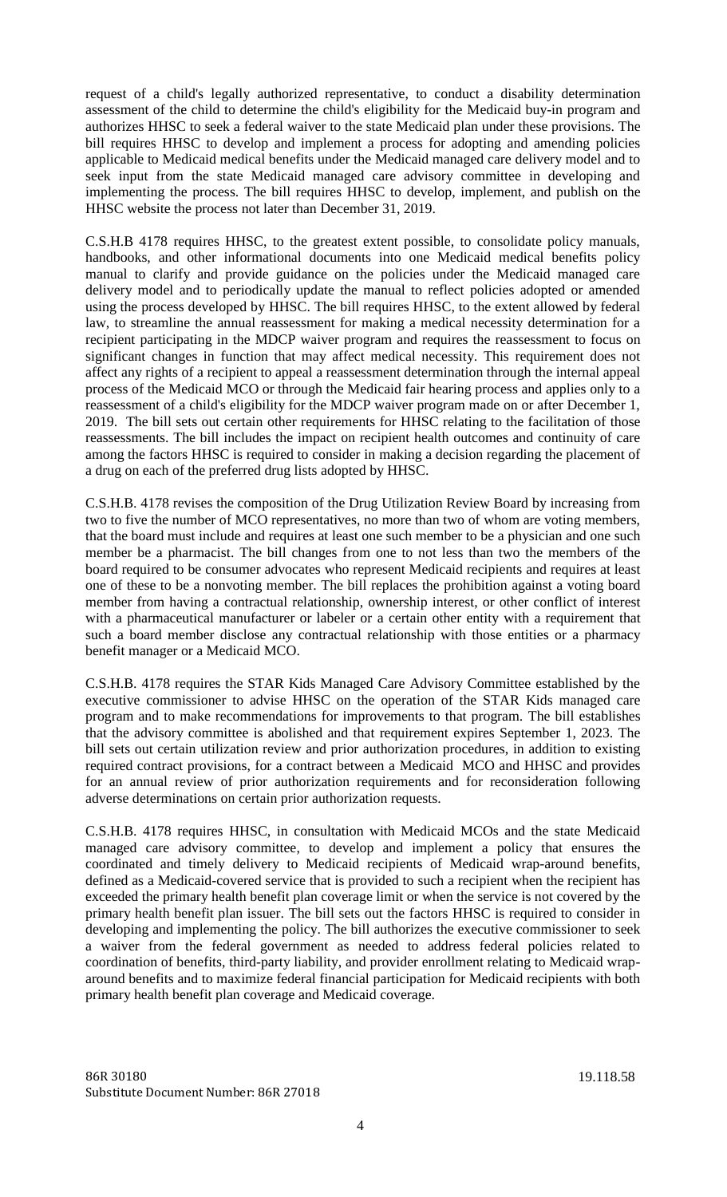request of a child's legally authorized representative, to conduct a disability determination assessment of the child to determine the child's eligibility for the Medicaid buy-in program and authorizes HHSC to seek a federal waiver to the state Medicaid plan under these provisions. The bill requires HHSC to develop and implement a process for adopting and amending policies applicable to Medicaid medical benefits under the Medicaid managed care delivery model and to seek input from the state Medicaid managed care advisory committee in developing and implementing the process. The bill requires HHSC to develop, implement, and publish on the HHSC website the process not later than December 31, 2019.

C.S.H.B 4178 requires HHSC, to the greatest extent possible, to consolidate policy manuals, handbooks, and other informational documents into one Medicaid medical benefits policy manual to clarify and provide guidance on the policies under the Medicaid managed care delivery model and to periodically update the manual to reflect policies adopted or amended using the process developed by HHSC. The bill requires HHSC, to the extent allowed by federal law, to streamline the annual reassessment for making a medical necessity determination for a recipient participating in the MDCP waiver program and requires the reassessment to focus on significant changes in function that may affect medical necessity. This requirement does not affect any rights of a recipient to appeal a reassessment determination through the internal appeal process of the Medicaid MCO or through the Medicaid fair hearing process and applies only to a reassessment of a child's eligibility for the MDCP waiver program made on or after December 1, 2019. The bill sets out certain other requirements for HHSC relating to the facilitation of those reassessments. The bill includes the impact on recipient health outcomes and continuity of care among the factors HHSC is required to consider in making a decision regarding the placement of a drug on each of the preferred drug lists adopted by HHSC.

C.S.H.B. 4178 revises the composition of the Drug Utilization Review Board by increasing from two to five the number of MCO representatives, no more than two of whom are voting members, that the board must include and requires at least one such member to be a physician and one such member be a pharmacist. The bill changes from one to not less than two the members of the board required to be consumer advocates who represent Medicaid recipients and requires at least one of these to be a nonvoting member. The bill replaces the prohibition against a voting board member from having a contractual relationship, ownership interest, or other conflict of interest with a pharmaceutical manufacturer or labeler or a certain other entity with a requirement that such a board member disclose any contractual relationship with those entities or a pharmacy benefit manager or a Medicaid MCO.

C.S.H.B. 4178 requires the STAR Kids Managed Care Advisory Committee established by the executive commissioner to advise HHSC on the operation of the STAR Kids managed care program and to make recommendations for improvements to that program. The bill establishes that the advisory committee is abolished and that requirement expires September 1, 2023. The bill sets out certain utilization review and prior authorization procedures, in addition to existing required contract provisions, for a contract between a Medicaid MCO and HHSC and provides for an annual review of prior authorization requirements and for reconsideration following adverse determinations on certain prior authorization requests.

C.S.H.B. 4178 requires HHSC, in consultation with Medicaid MCOs and the state Medicaid managed care advisory committee, to develop and implement a policy that ensures the coordinated and timely delivery to Medicaid recipients of Medicaid wrap-around benefits, defined as a Medicaid-covered service that is provided to such a recipient when the recipient has exceeded the primary health benefit plan coverage limit or when the service is not covered by the primary health benefit plan issuer. The bill sets out the factors HHSC is required to consider in developing and implementing the policy. The bill authorizes the executive commissioner to seek a waiver from the federal government as needed to address federal policies related to coordination of benefits, third-party liability, and provider enrollment relating to Medicaid wrap-around benefits and to maximize federal financial participation for Medicaid recipients with both primary health benefit plan coverage and Medicaid coverage.

86R 30180 19.118.58
Substitute Document Number: 86R 27018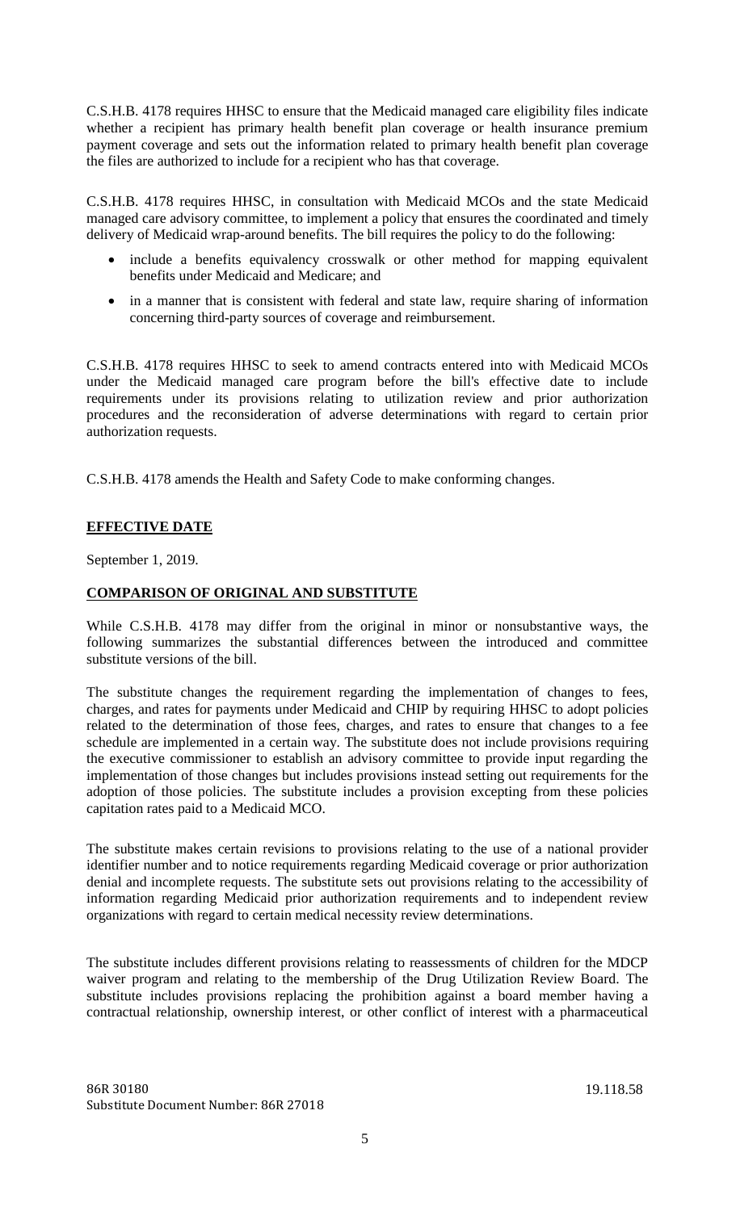C.S.H.B. 4178 requires HHSC to ensure that the Medicaid managed care eligibility files indicate whether a recipient has primary health benefit plan coverage or health insurance premium payment coverage and sets out the information related to primary health benefit plan coverage the files are authorized to include for a recipient who has that coverage.

C.S.H.B. 4178 requires HHSC, in consultation with Medicaid MCOs and the state Medicaid managed care advisory committee, to implement a policy that ensures the coordinated and timely delivery of Medicaid wrap-around benefits. The bill requires the policy to do the following:

- include a benefits equivalency crosswalk or other method for mapping equivalent benefits under Medicaid and Medicare; and
- in a manner that is consistent with federal and state law, require sharing of information concerning third-party sources of coverage and reimbursement.

C.S.H.B. 4178 requires HHSC to seek to amend contracts entered into with Medicaid MCOs under the Medicaid managed care program before the bill's effective date to include requirements under its provisions relating to utilization review and prior authorization procedures and the reconsideration of adverse determinations with regard to certain prior authorization requests.

C.S.H.B. 4178 amends the Health and Safety Code to make conforming changes.

## EFFECTIVE DATE

September 1, 2019.

## COMPARISON OF ORIGINAL AND SUBSTITUTE

While C.S.H.B. 4178 may differ from the original in minor or nonsubstantive ways, the following summarizes the substantial differences between the introduced and committee substitute versions of the bill.

The substitute changes the requirement regarding the implementation of changes to fees, charges, and rates for payments under Medicaid and CHIP by requiring HHSC to adopt policies related to the determination of those fees, charges, and rates to ensure that changes to a fee schedule are implemented in a certain way. The substitute does not include provisions requiring the executive commissioner to establish an advisory committee to provide input regarding the implementation of those changes but includes provisions instead setting out requirements for the adoption of those policies. The substitute includes a provision excepting from these policies capitation rates paid to a Medicaid MCO.

The substitute makes certain revisions to provisions relating to the use of a national provider identifier number and to notice requirements regarding Medicaid coverage or prior authorization denial and incomplete requests. The substitute sets out provisions relating to the accessibility of information regarding Medicaid prior authorization requirements and to independent review organizations with regard to certain medical necessity review determinations.

The substitute includes different provisions relating to reassessments of children for the MDCP waiver program and relating to the membership of the Drug Utilization Review Board. The substitute includes provisions replacing the prohibition against a board member having a contractual relationship, ownership interest, or other conflict of interest with a pharmaceutical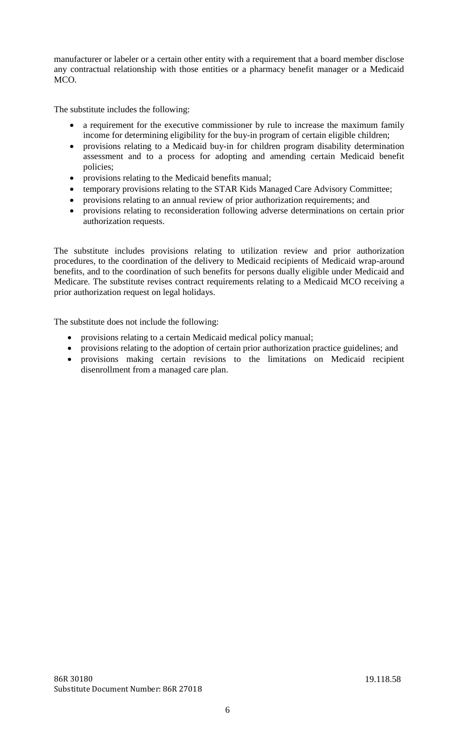manufacturer or labeler or a certain other entity with a requirement that a board member disclose any contractual relationship with those entities or a pharmacy benefit manager or a Medicaid MCO.

The substitute includes the following:

- a requirement for the executive commissioner by rule to increase the maximum family income for determining eligibility for the buy-in program of certain eligible children;
- provisions relating to a Medicaid buy-in for children program disability determination assessment and to a process for adopting and amending certain Medicaid benefit policies;
- provisions relating to the Medicaid benefits manual;
- temporary provisions relating to the STAR Kids Managed Care Advisory Committee;
- provisions relating to an annual review of prior authorization requirements; and
- provisions relating to reconsideration following adverse determinations on certain prior authorization requests.

The substitute includes provisions relating to utilization review and prior authorization procedures, to the coordination of the delivery to Medicaid recipients of Medicaid wrap-around benefits, and to the coordination of such benefits for persons dually eligible under Medicaid and Medicare. The substitute revises contract requirements relating to a Medicaid MCO receiving a prior authorization request on legal holidays.

The substitute does not include the following:

- provisions relating to a certain Medicaid medical policy manual;
- provisions relating to the adoption of certain prior authorization practice guidelines; and
- provisions making certain revisions to the limitations on Medicaid recipient disenrollment from a managed care plan.

86R 30180 19.118.58

Substitute Document Number: 86R 27018